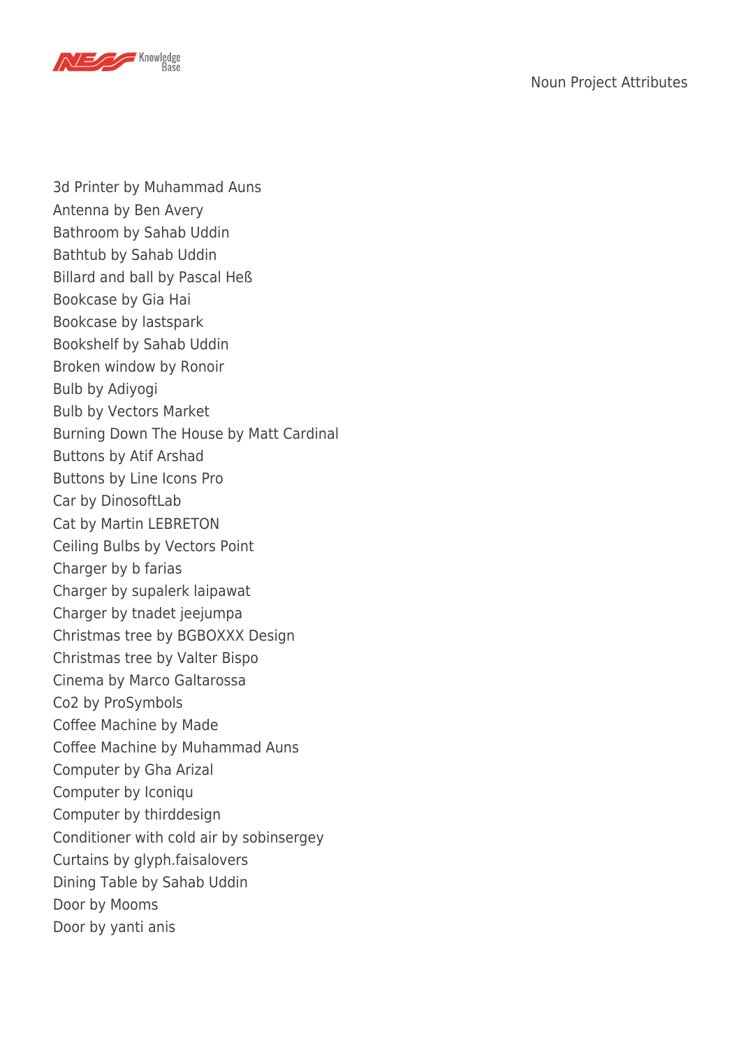3d Printer by Muhammad Auns
Antenna by Ben Avery
Bathroom by Sahab Uddin
Bathtub by Sahab Uddin
Billard and ball by Pascal Heß
Bookcase by Gia Hai
Bookcase by lastspark
Bookshelf by Sahab Uddin
Broken window by Ronoir
Bulb by Adiyogi
Bulb by Vectors Market
Burning Down The House by Matt Cardinal
Buttons by Atif Arshad
Buttons by Line Icons Pro
Car by DinosoftLab
Cat by Martin LEBRETON
Ceiling Bulbs by Vectors Point
Charger by b farias
Charger by supalerk laipawat
Charger by tnadet jeejumpa
Christmas tree by BGBOXXX Design
Christmas tree by Valter Bispo
Cinema by Marco Galtarossa
Co2 by ProSymbols
Coffee Machine by Made
Coffee Machine by Muhammad Auns
Computer by Gha Arizal
Computer by Iconiqu
Computer by thirddesign
Conditioner with cold air by sobinsergey
Curtains by glyph.faisalovers
Dining Table by Sahab Uddin
Door by Mooms
Door by yanti anis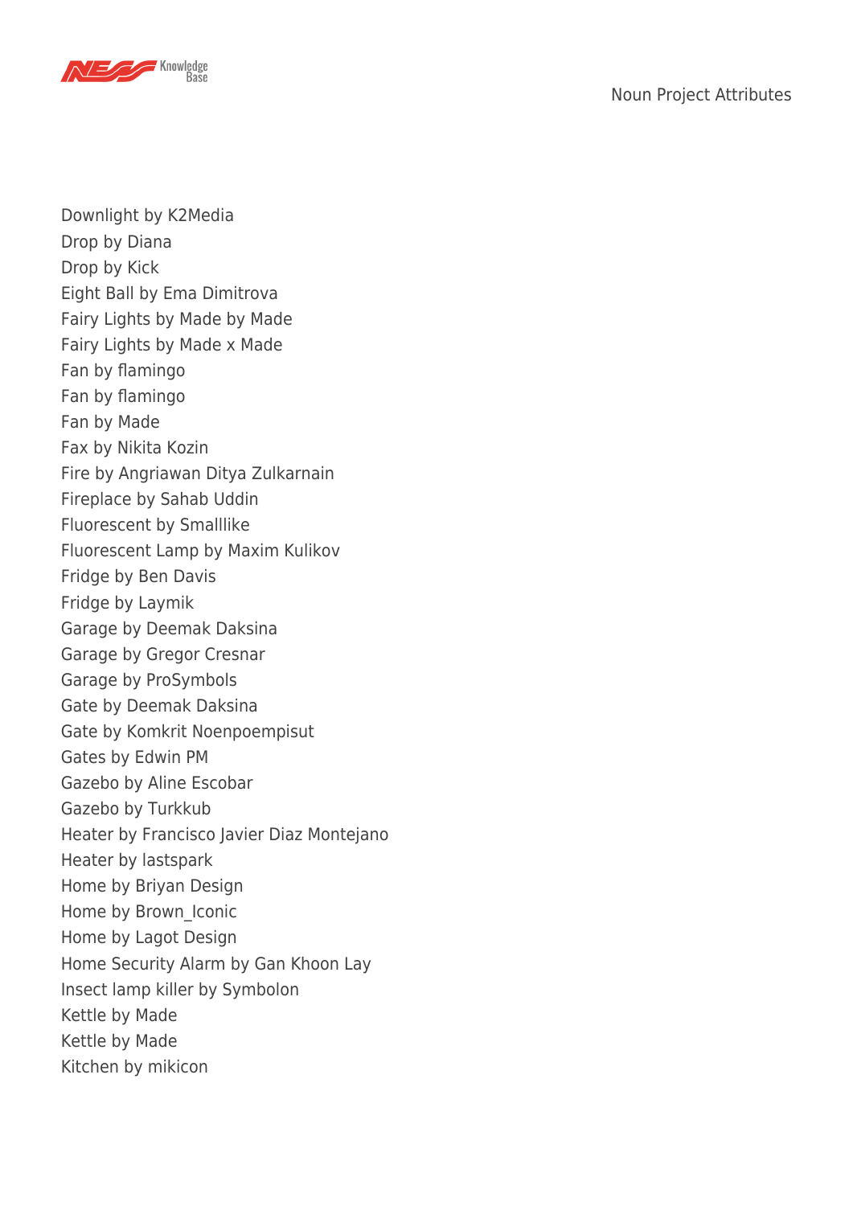Downlight by K2Media
Drop by Diana
Drop by Kick
Eight Ball by Ema Dimitrova
Fairy Lights by Made by Made
Fairy Lights by Made x Made
Fan by flamingo
Fan by flamingo
Fan by Made
Fax by Nikita Kozin
Fire by Angriawan Ditya Zulkarnain
Fireplace by Sahab Uddin
Fluorescent by Smalllike
Fluorescent Lamp by Maxim Kulikov
Fridge by Ben Davis
Fridge by Laymik
Garage by Deemak Daksina
Garage by Gregor Cresnar
Garage by ProSymbols
Gate by Deemak Daksina
Gate by Komkrit Noenpoempisut
Gates by Edwin PM
Gazebo by Aline Escobar
Gazebo by Turkkub
Heater by Francisco Javier Diaz Montejano
Heater by lastspark
Home by Briyan Design
Home by Brown_Iconic
Home by Lagot Design
Home Security Alarm by Gan Khoon Lay
Insect lamp killer by Symbolon
Kettle by Made
Kettle by Made
Kitchen by mikicon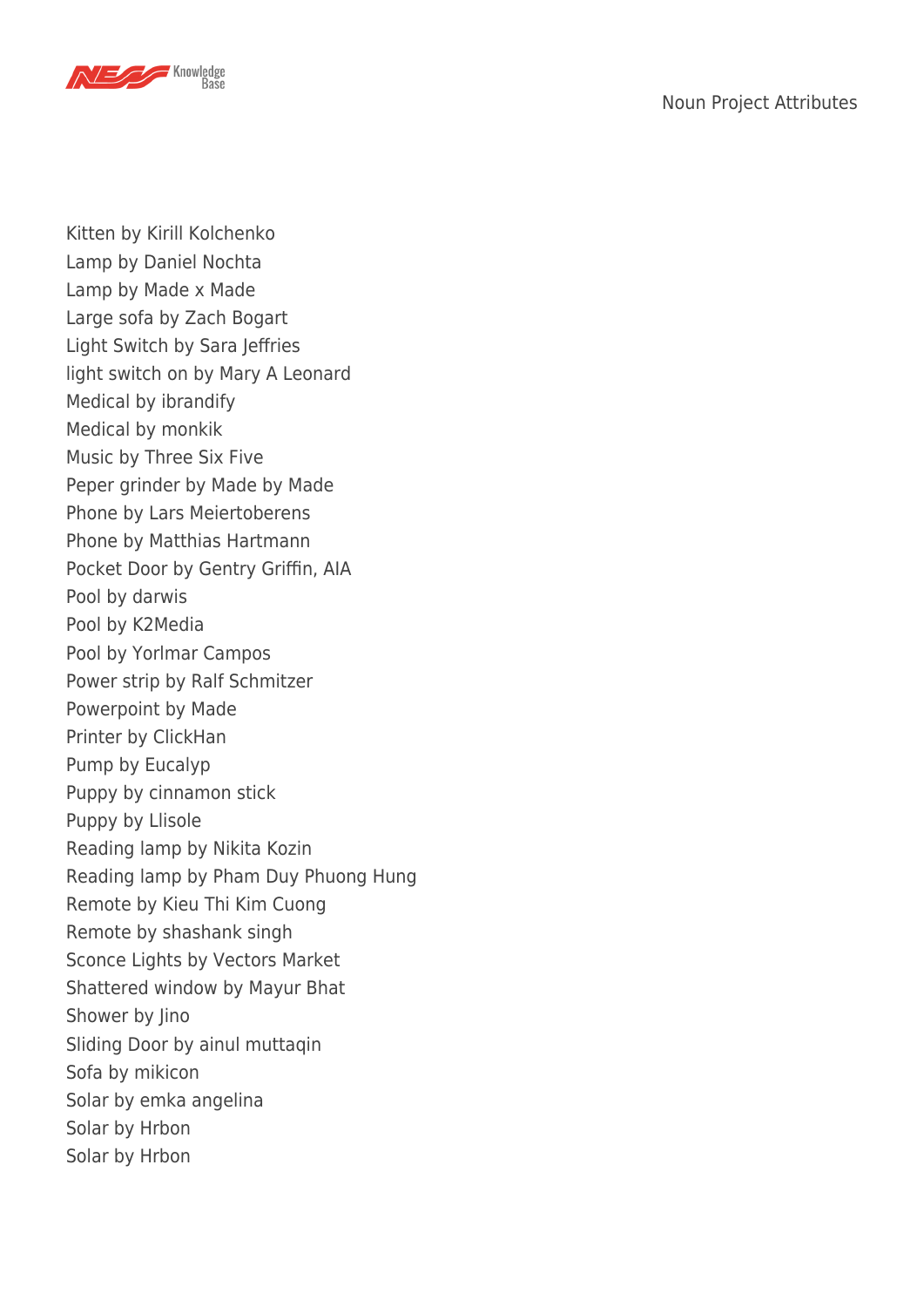Kitten by Kirill Kolchenko
Lamp by Daniel Nochta
Lamp by Made x Made
Large sofa by Zach Bogart
Light Switch by Sara Jeffries
light switch on by Mary A Leonard
Medical by ibrandify
Medical by monkik
Music by Three Six Five
Peper grinder by Made by Made
Phone by Lars Meiertoberens
Phone by Matthias Hartmann
Pocket Door by Gentry Griffin, AIA
Pool by darwis
Pool by K2Media
Pool by Yorlmar Campos
Power strip by Ralf Schmitzer
Powerpoint by Made
Printer by ClickHan
Pump by Eucalyp
Puppy by cinnamon stick
Puppy by Llisole
Reading lamp by Nikita Kozin
Reading lamp by Pham Duy Phuong Hung
Remote by Kieu Thi Kim Cuong
Remote by shashank singh
Sconce Lights by Vectors Market
Shattered window by Mayur Bhat
Shower by Jino
Sliding Door by ainul muttaqin
Sofa by mikicon
Solar by emka angelina
Solar by Hrbon
Solar by Hrbon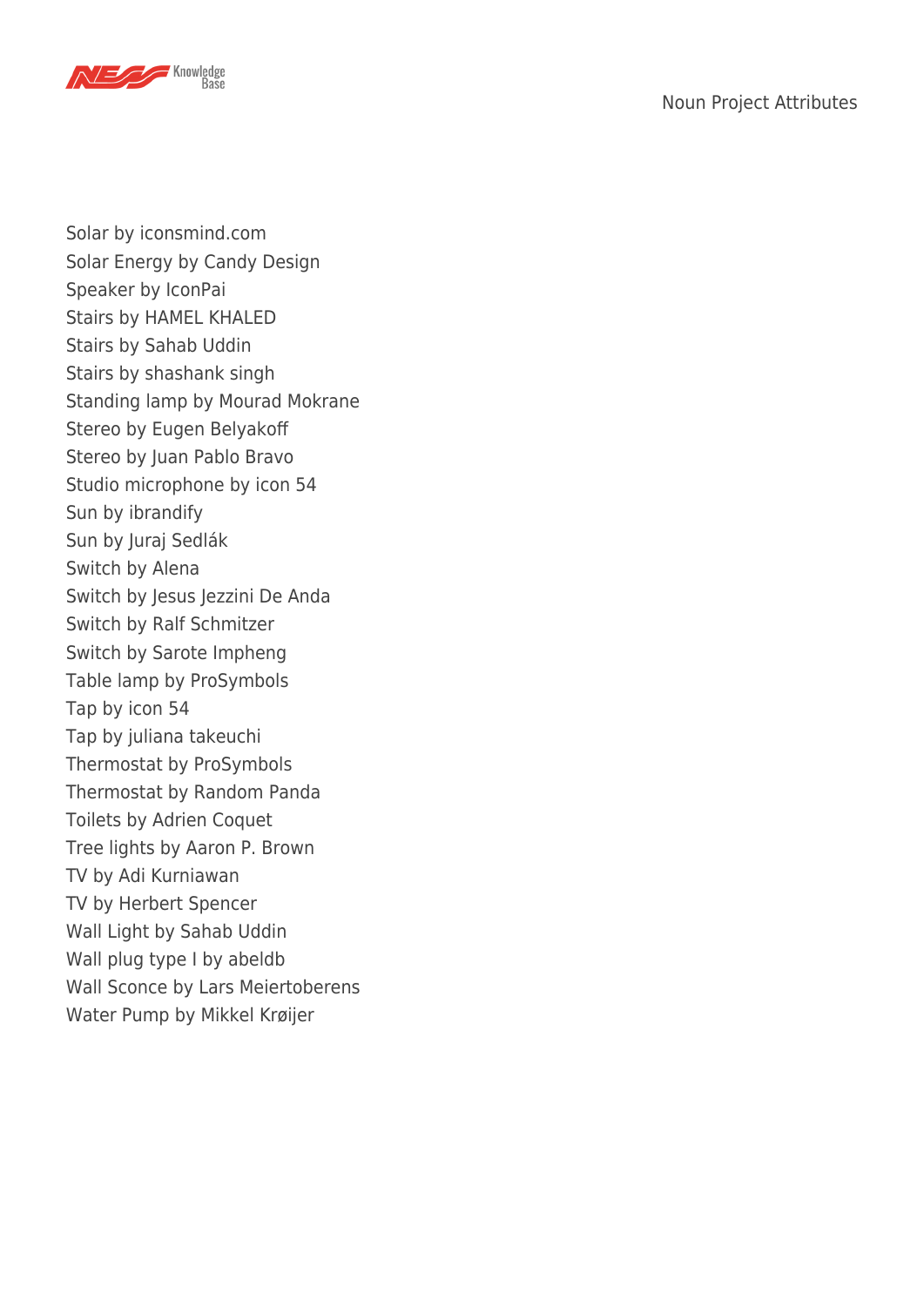Solar by iconsmind.com
Solar Energy by Candy Design
Speaker by IconPai
Stairs by HAMEL KHALED
Stairs by Sahab Uddin
Stairs by shashank singh
Standing lamp by Mourad Mokrane
Stereo by Eugen Belyakoff
Stereo by Juan Pablo Bravo
Studio microphone by icon 54
Sun by ibrandify
Sun by Juraj Sedlák
Switch by Alena
Switch by Jesus Jezzini De Anda
Switch by Ralf Schmitzer
Switch by Sarote Impheng
Table lamp by ProSymbols
Tap by icon 54
Tap by juliana takeuchi
Thermostat by ProSymbols
Thermostat by Random Panda
Toilets by Adrien Coquet
Tree lights by Aaron P. Brown
TV by Adi Kurniawan
TV by Herbert Spencer
Wall Light by Sahab Uddin
Wall plug type I by abeldb
Wall Sconce by Lars Meiertoberens
Water Pump by Mikkel Krøijer